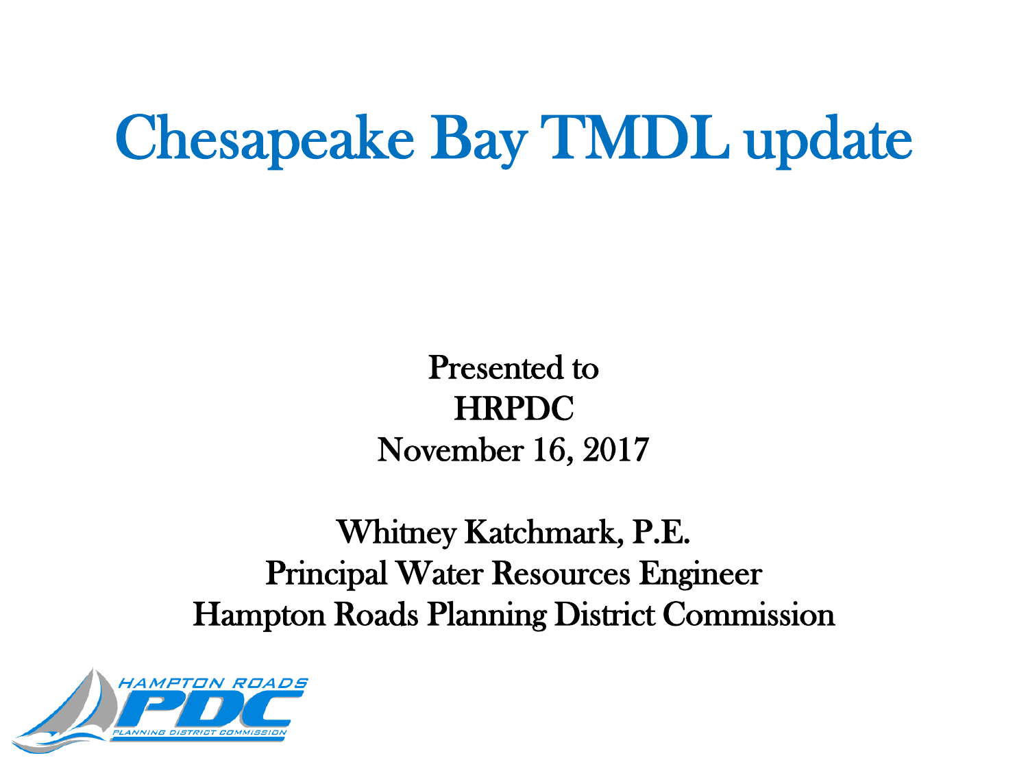# Chesapeake Bay TMDL update

Presented to
HRPDC
November 16, 2017

Whitney Katchmark, P.E.
Principal Water Resources Engineer
Hampton Roads Planning District Commission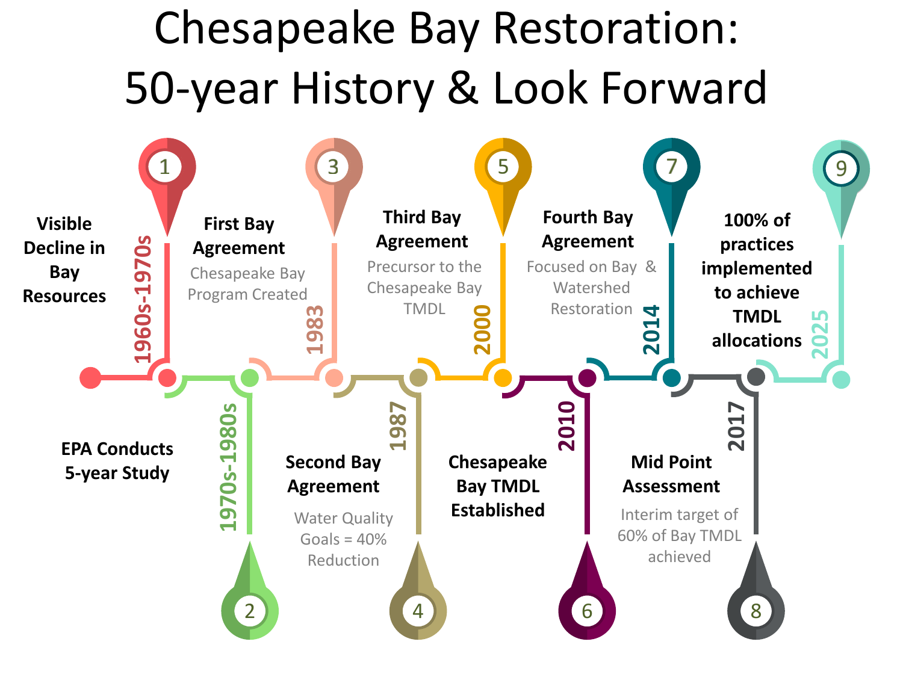# Chesapeake Bay Restoration: 50-year History & Look Forward

1. **1960s-1970s** — **Visible Decline in Bay Resources**
2. **1970s-1980s** — **EPA Conducts 5-year Study**
3. **1983** — **First Bay Agreement**
   Chesapeake Bay Program Created
4. **1987** — **Second Bay Agreement**
   Water Quality Goals = 40% Reduction
5. **2000** — **Third Bay Agreement**
   Precursor to the Chesapeake Bay TMDL
6. **2010** — **Chesapeake Bay TMDL Established**
7. **2014** — **Fourth Bay Agreement**
   Focused on Bay & Watershed Restoration
8. **2017** — **Mid Point Assessment**
   Interim target of 60% of Bay TMDL achieved
9. **2025** — **100% of practices implemented to achieve TMDL allocations**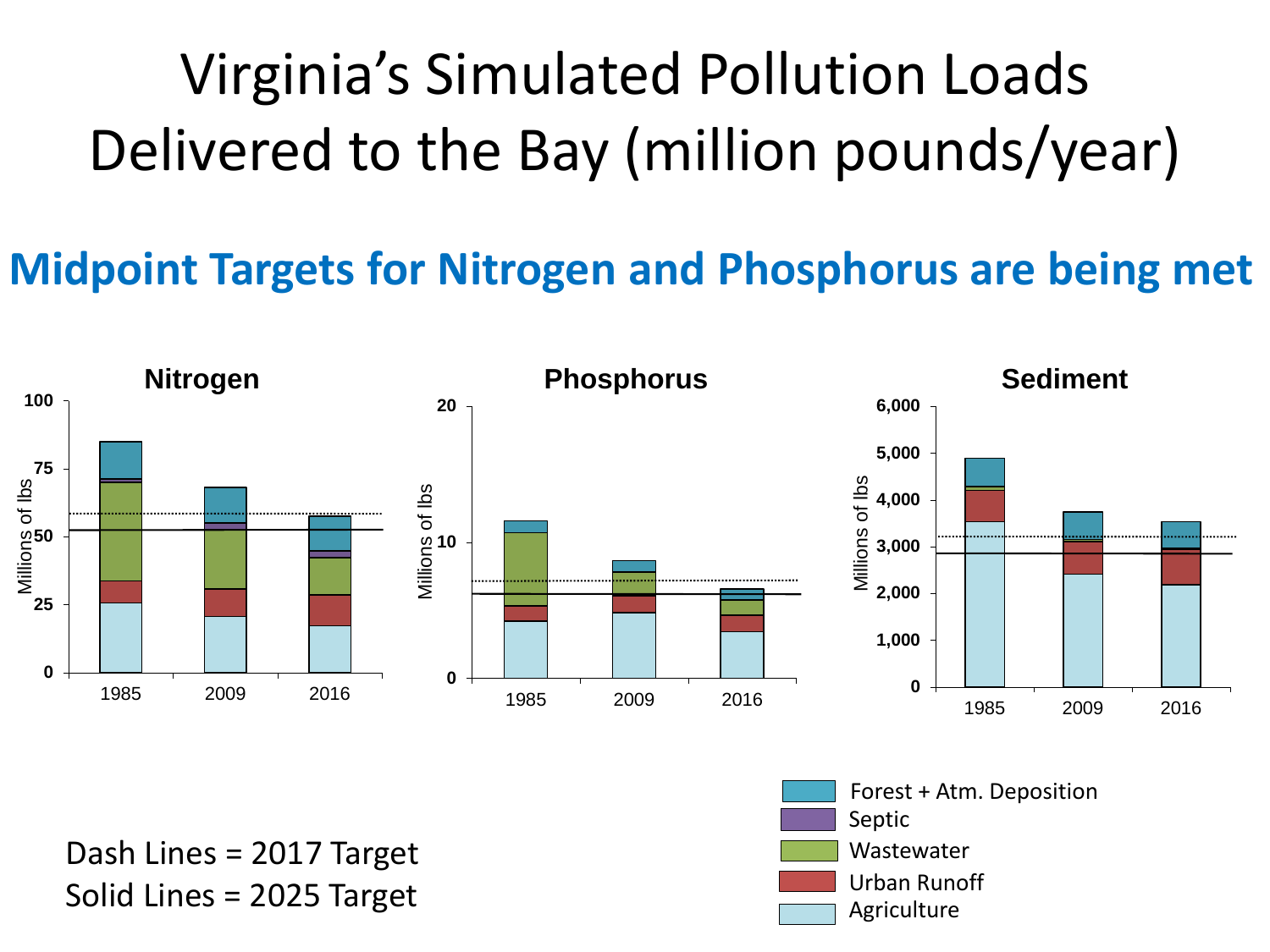# Virginia's Simulated Pollution Loads Delivered to the Bay (million pounds/year)

## Midpoint Targets for Nitrogen and Phosphorus are being met

**Nitrogen**

**Phosphorus**

**Sediment**

Dash Lines = 2017 Target
Solid Lines = 2025 Target

Forest + Atm. Deposition
Septic
Wastewater
Urban Runoff
Agriculture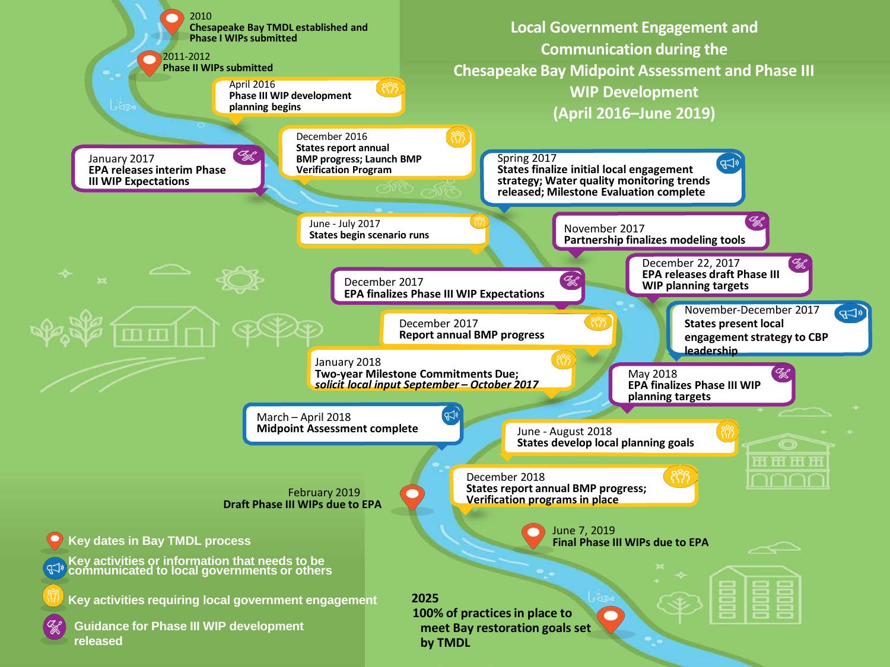# Local Government Engagement and Communication during the Chesapeake Bay Midpoint Assessment and Phase III WIP Development (April 2016–June 2019)

- **2010** — Chesapeake Bay TMDL established and Phase I WIPs submitted
- **2011-2012** — Phase II WIPs submitted
- **April 2016** — Phase III WIP development planning begins
- **December 2016** — States report annual BMP progress; Launch BMP Verification Program
- **January 2017** — EPA releases interim Phase III WIP Expectations
- **Spring 2017** — States finalize initial local engagement strategy; Water quality monitoring trends released; Milestone Evaluation complete
- **June - July 2017** — States begin scenario runs
- **November 2017** — Partnership finalizes modeling tools
- **December 2017** — EPA finalizes Phase III WIP Expectations
- **December 22, 2017** — EPA releases draft Phase III WIP planning targets
- **December 2017** — Report annual BMP progress
- **November-December 2017** — States present local engagement strategy to CBP leadership
- **January 2018** — Two-year Milestone Commitments Due; *solicit local input September – October 2017*
- **May 2018** — EPA finalizes Phase III WIP planning targets
- **March – April 2018** — Midpoint Assessment complete
- **June - August 2018** — States develop local planning goals
- **December 2018** — States report annual BMP progress; Verification programs in place
- **February 2019** — Draft Phase III WIPs due to EPA
- **June 7, 2019** — Final Phase III WIPs due to EPA
- **2025** — 100% of practices in place to meet Bay restoration goals set by TMDL

**Legend:**

- Key dates in Bay TMDL process
- Key activities or information that needs to be communicated to local governments or others
- Key activities requiring local government engagement
- Guidance for Phase III WIP development released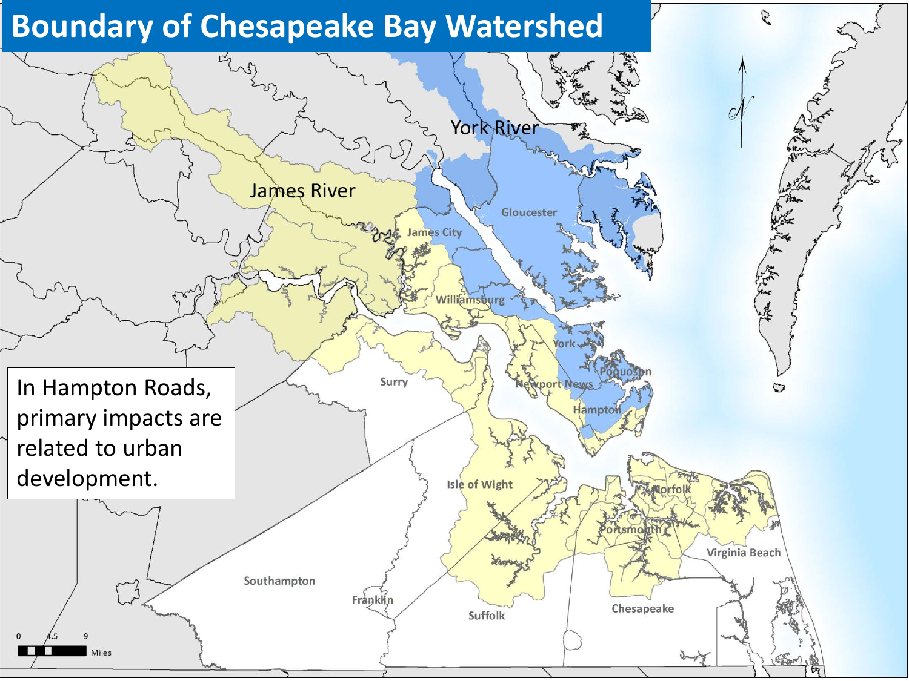# Boundary of Chesapeake Bay Watershed

In Hampton Roads, primary impacts are related to urban development.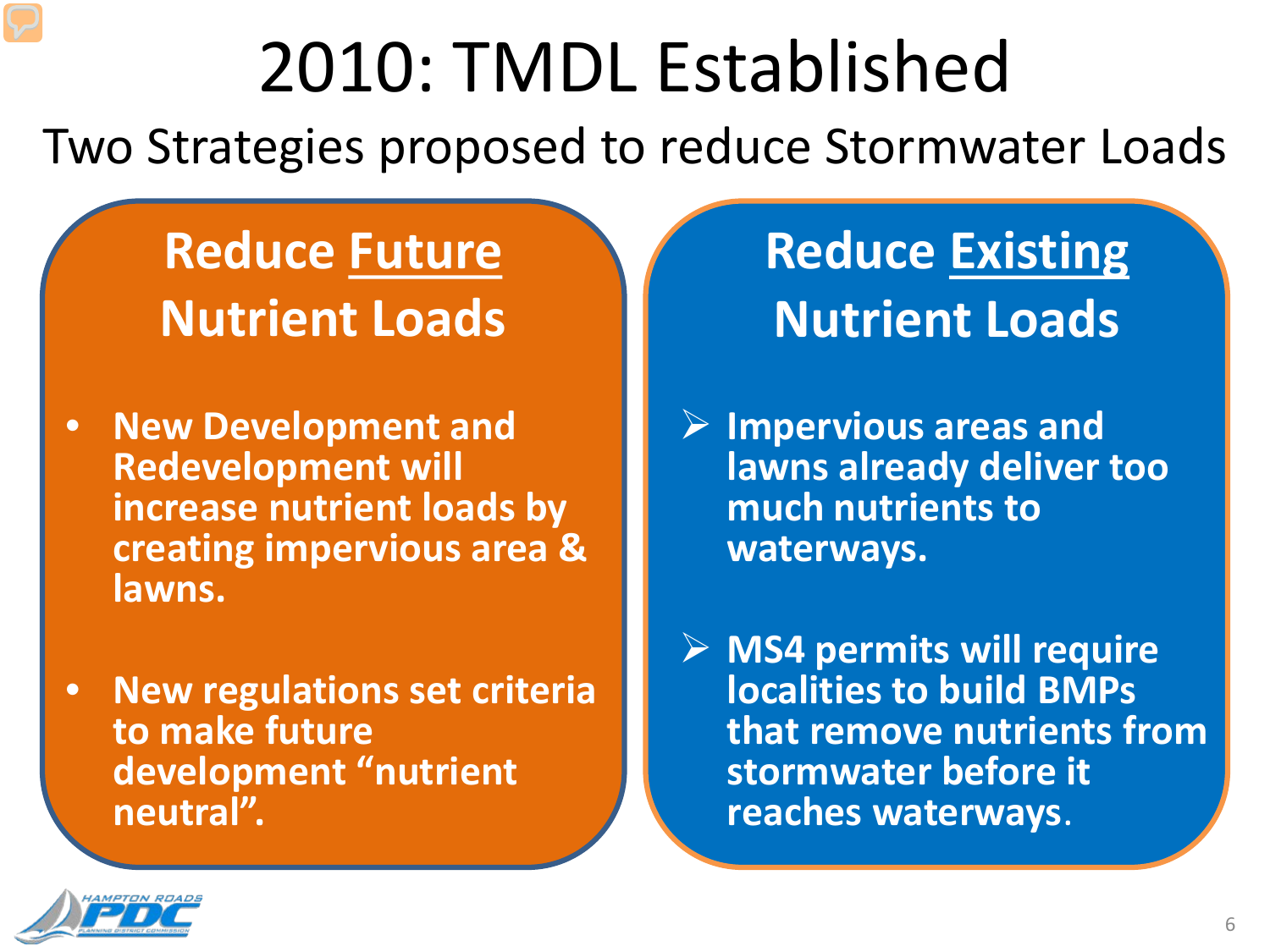# 2010: TMDL Established

Two Strategies proposed to reduce Stormwater Loads

## Reduce Future Nutrient Loads

- **New Development and Redevelopment will increase nutrient loads by creating impervious area & lawns.**
- **New regulations set criteria to make future development "nutrient neutral".**

## Reduce Existing Nutrient Loads

- **Impervious areas and lawns already deliver too much nutrients to waterways.**
- **MS4 permits will require localities to build BMPs that remove nutrients from stormwater before it reaches waterways.**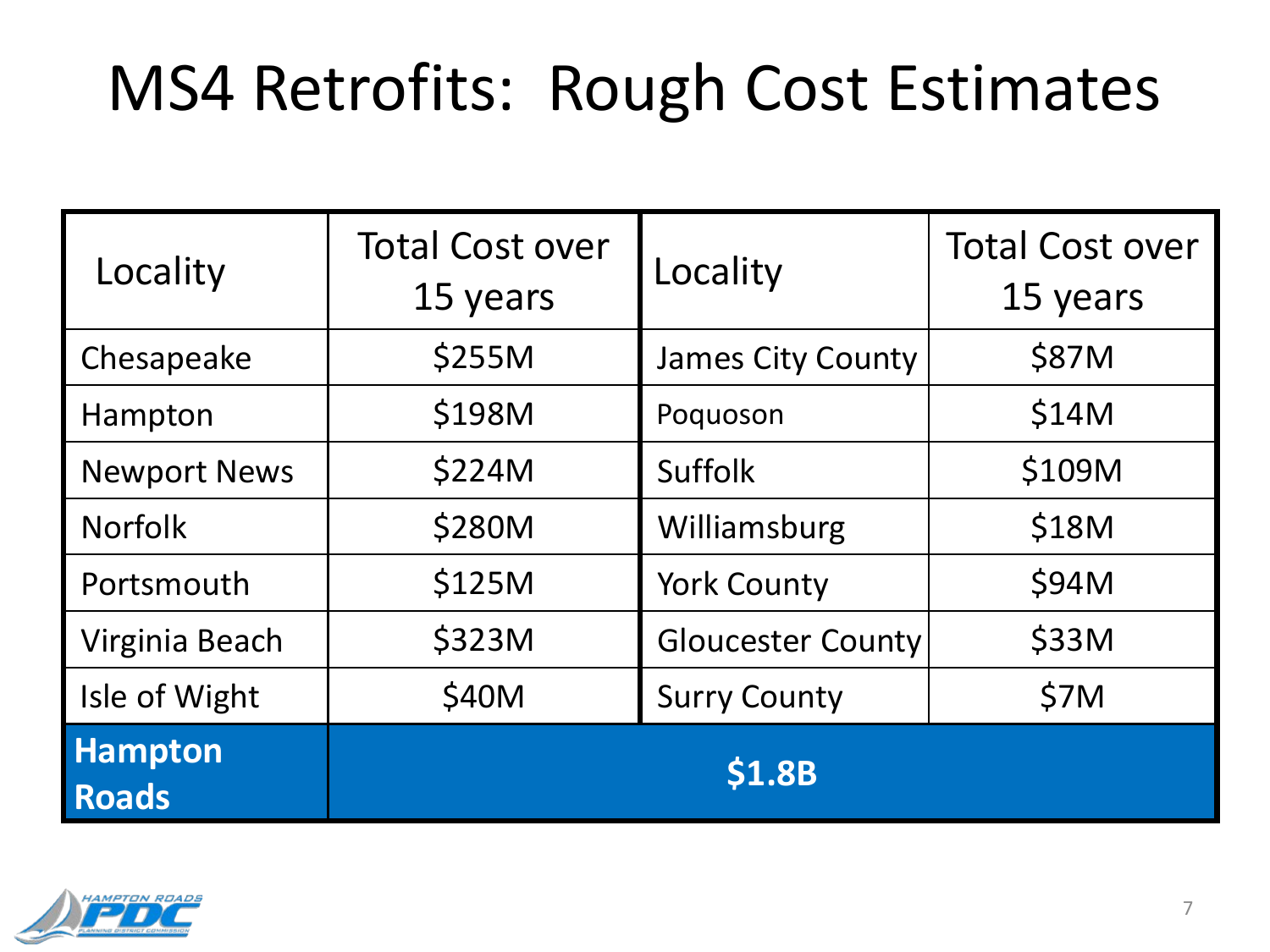# MS4 Retrofits: Rough Cost Estimates

| Locality | Total Cost over 15 years | Locality | Total Cost over 15 years |
|---|---|---|---|
| Chesapeake | $255M | James City County | $87M |
| Hampton | $198M | Poquoson | $14M |
| Newport News | $224M | Suffolk | $109M |
| Norfolk | $280M | Williamsburg | $18M |
| Portsmouth | $125M | York County | $94M |
| Virginia Beach | $323M | Gloucester County | $33M |
| Isle of Wight | $40M | Surry County | $7M |
| **Hampton Roads** | **$1.8B** | | |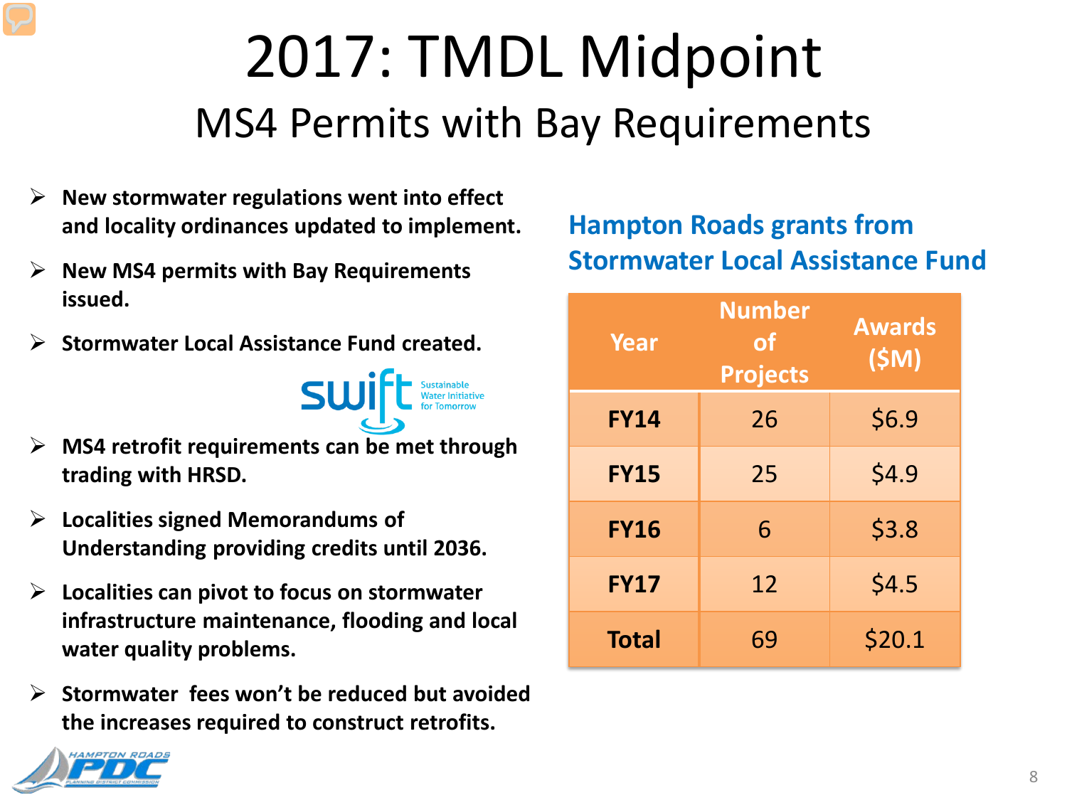# 2017: TMDL Midpoint

## MS4 Permits with Bay Requirements

- **New stormwater regulations went into effect and locality ordinances updated to implement.**
- **New MS4 permits with Bay Requirements issued.**
- **Stormwater Local Assistance Fund created.**
- **MS4 retrofit requirements can be met through trading with HRSD.**
- **Localities signed Memorandums of Understanding providing credits until 2036.**
- **Localities can pivot to focus on stormwater infrastructure maintenance, flooding and local water quality problems.**
- **Stormwater fees won't be reduced but avoided the increases required to construct retrofits.**

### Hampton Roads grants from Stormwater Local Assistance Fund

| Year | Number of Projects | Awards ($M) |
|---|---|---|
| **FY14** | 26 | $6.9 |
| **FY15** | 25 | $4.9 |
| **FY16** | 6 | $3.8 |
| **FY17** | 12 | $4.5 |
| **Total** | 69 | $20.1 |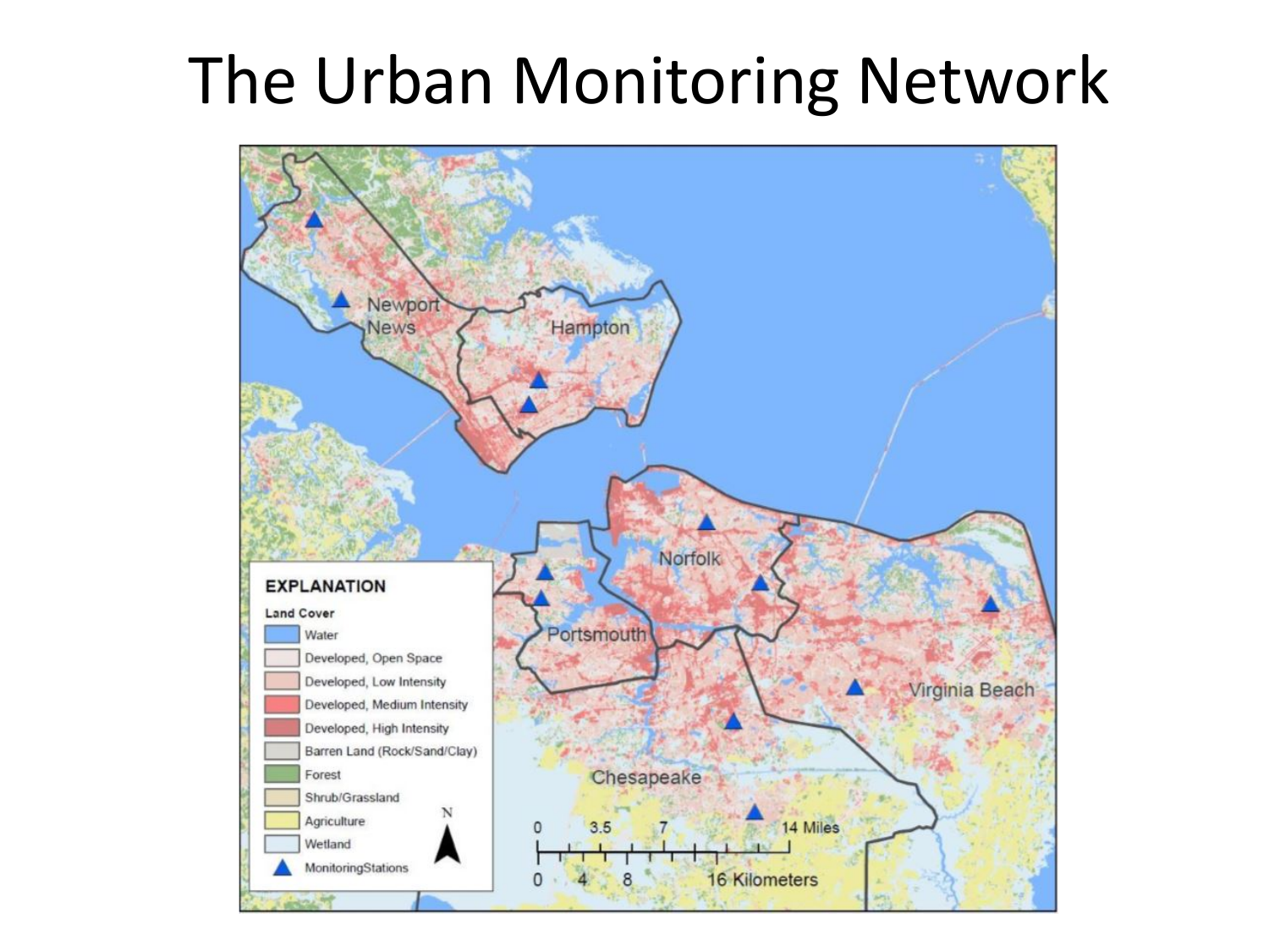# The Urban Monitoring Network

Newport News

Hampton

Norfolk

Portsmouth

Virginia Beach

Chesapeake

**EXPLANATION**

**Land Cover**

- Water
- Developed, Open Space
- Developed, Low Intensity
- Developed, Medium Intensity
- Developed, High Intensity
- Barren Land (Rock/Sand/Clay)
- Forest
- Shrub/Grassland
- Agriculture
- Wetland
- MonitoringStations

N

0 3.5 7 14 Miles

0 4 8 16 Kilometers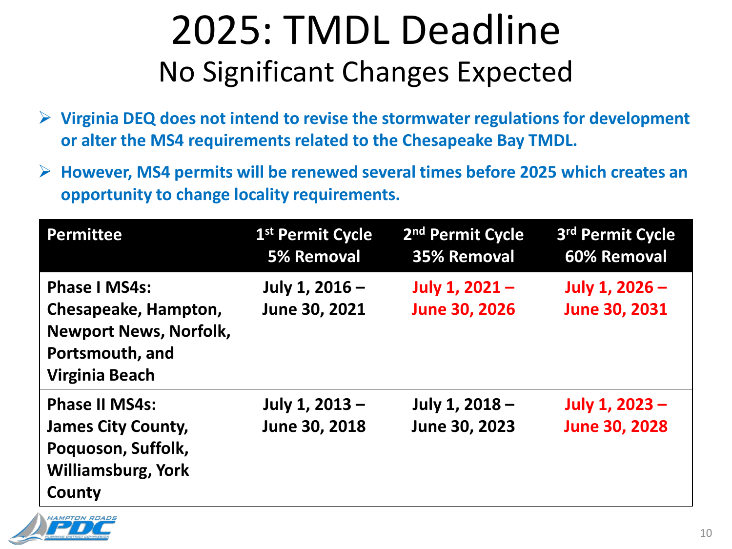# 2025: TMDL Deadline

## No Significant Changes Expected

- **Virginia DEQ does not intend to revise the stormwater regulations for development or alter the MS4 requirements related to the Chesapeake Bay TMDL.**
- **However, MS4 permits will be renewed several times before 2025 which creates an opportunity to change locality requirements.**

| Permittee | 1st Permit Cycle 5% Removal | 2nd Permit Cycle 35% Removal | 3rd Permit Cycle 60% Removal |
|---|---|---|---|
| **Phase I MS4s:** Chesapeake, Hampton, Newport News, Norfolk, Portsmouth, and Virginia Beach | July 1, 2016 – June 30, 2021 | July 1, 2021 – June 30, 2026 | July 1, 2026 – June 30, 2031 |
| **Phase II MS4s:** James City County, Poquoson, Suffolk, Williamsburg, York County | July 1, 2013 – June 30, 2018 | July 1, 2018 – June 30, 2023 | July 1, 2023 – June 30, 2028 |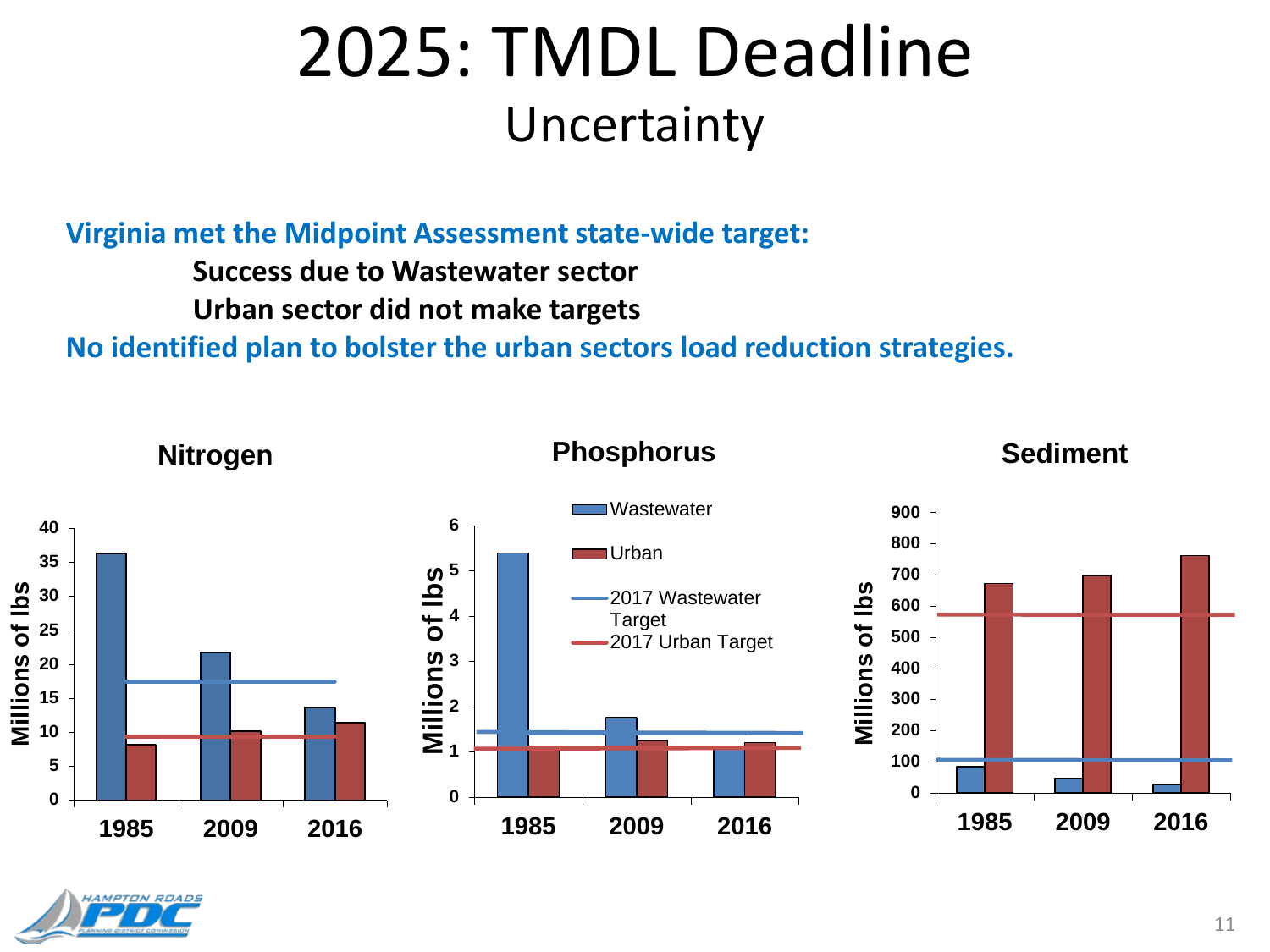# 2025: TMDL Deadline

## Uncertainty

**Virginia met the Midpoint Assessment state-wide target:**

**Success due to Wastewater sector**

**Urban sector did not make targets**

**No identified plan to bolster the urban sectors load reduction strategies.**

**Nitrogen**

**Phosphorus**

**Sediment**

Millions of lbs

- Wastewater
- Urban
- 2017 Wastewater Target
- 2017 Urban Target

1985 2009 2016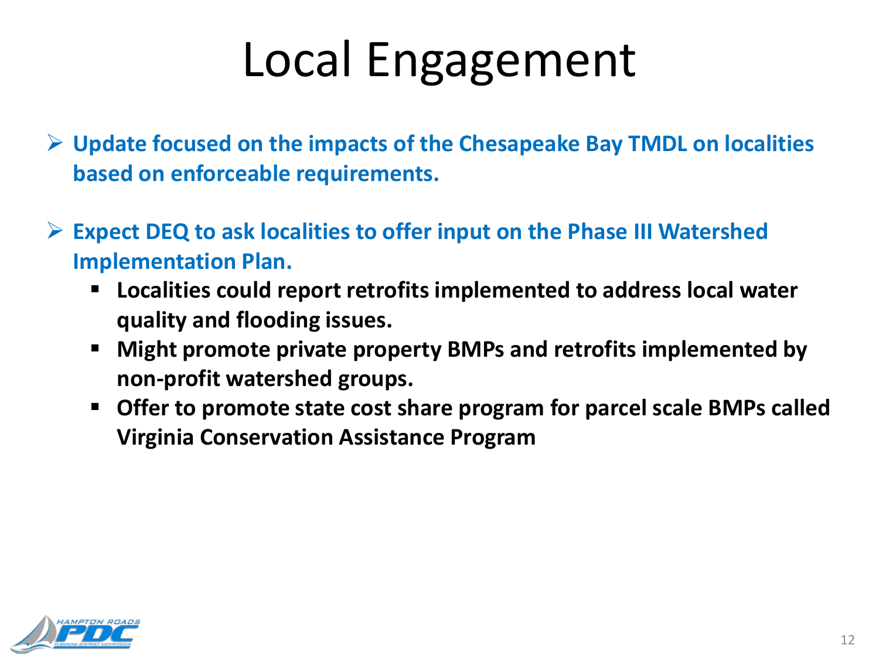# Local Engagement

- **Update focused on the impacts of the Chesapeake Bay TMDL on localities based on enforceable requirements.**
- **Expect DEQ to ask localities to offer input on the Phase III Watershed Implementation Plan.**
  - **Localities could report retrofits implemented to address local water quality and flooding issues.**
  - **Might promote private property BMPs and retrofits implemented by non-profit watershed groups.**
  - **Offer to promote state cost share program for parcel scale BMPs called Virginia Conservation Assistance Program**